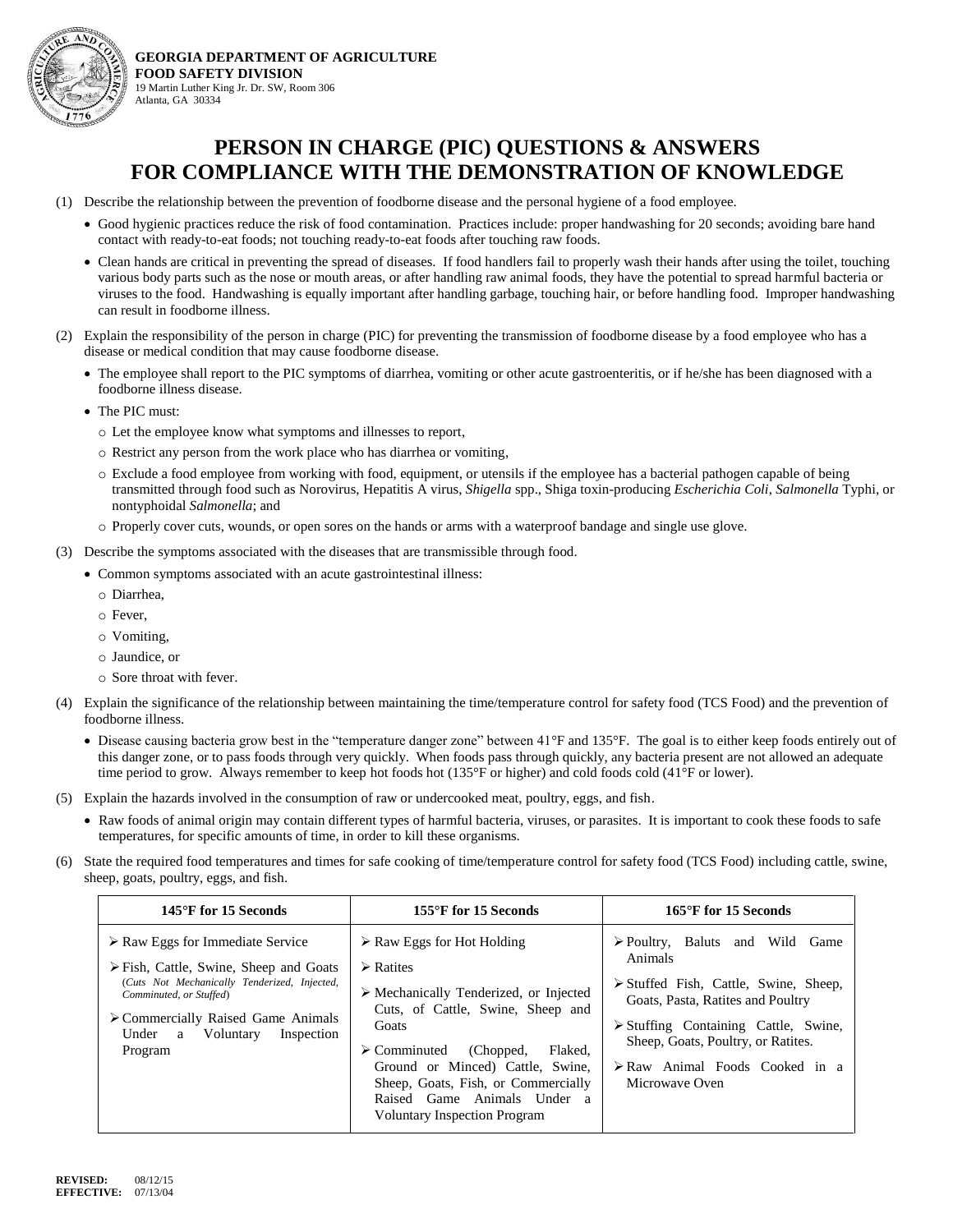**GEORGIA DEPARTMENT OF AGRICULTURE**
**FOOD SAFETY DIVISION**
19 Martin Luther King Jr. Dr. SW, Room 306
Atlanta, GA 30334

# PERSON IN CHARGE (PIC) QUESTIONS & ANSWERS FOR COMPLIANCE WITH THE DEMONSTRATION OF KNOWLEDGE

(1) Describe the relationship between the prevention of foodborne disease and the personal hygiene of a food employee.

- Good hygienic practices reduce the risk of food contamination. Practices include: proper handwashing for 20 seconds; avoiding bare hand contact with ready-to-eat foods; not touching ready-to-eat foods after touching raw foods.
- Clean hands are critical in preventing the spread of diseases. If food handlers fail to properly wash their hands after using the toilet, touching various body parts such as the nose or mouth areas, or after handling raw animal foods, they have the potential to spread harmful bacteria or viruses to the food. Handwashing is equally important after handling garbage, touching hair, or before handling food. Improper handwashing can result in foodborne illness.

(2) Explain the responsibility of the person in charge (PIC) for preventing the transmission of foodborne disease by a food employee who has a disease or medical condition that may cause foodborne disease.

- The employee shall report to the PIC symptoms of diarrhea, vomiting or other acute gastroenteritis, or if he/she has been diagnosed with a foodborne illness disease.
- The PIC must:
  - Let the employee know what symptoms and illnesses to report,
  - Restrict any person from the work place who has diarrhea or vomiting,
  - Exclude a food employee from working with food, equipment, or utensils if the employee has a bacterial pathogen capable of being transmitted through food such as Norovirus, Hepatitis A virus, *Shigella* spp., Shiga toxin-producing *Escherichia Coli*, *Salmonella* Typhi, or nontyphoidal *Salmonella*; and
  - Properly cover cuts, wounds, or open sores on the hands or arms with a waterproof bandage and single use glove.

(3) Describe the symptoms associated with the diseases that are transmissible through food.

- Common symptoms associated with an acute gastrointestinal illness:
  - Diarrhea,
  - Fever,
  - Vomiting,
  - Jaundice, or
  - Sore throat with fever.

(4) Explain the significance of the relationship between maintaining the time/temperature control for safety food (TCS Food) and the prevention of foodborne illness.

- Disease causing bacteria grow best in the "temperature danger zone" between 41°F and 135°F. The goal is to either keep foods entirely out of this danger zone, or to pass foods through very quickly. When foods pass through quickly, any bacteria present are not allowed an adequate time period to grow. Always remember to keep hot foods hot (135°F or higher) and cold foods cold (41°F or lower).

(5) Explain the hazards involved in the consumption of raw or undercooked meat, poultry, eggs, and fish.

- Raw foods of animal origin may contain different types of harmful bacteria, viruses, or parasites. It is important to cook these foods to safe temperatures, for specific amounts of time, in order to kill these organisms.

(6) State the required food temperatures and times for safe cooking of time/temperature control for safety food (TCS Food) including cattle, swine, sheep, goats, poultry, eggs, and fish.

| 145°F for 15 Seconds | 155°F for 15 Seconds | 165°F for 15 Seconds |
|---|---|---|
| ➢ Raw Eggs for Immediate Service<br>➢ Fish, Cattle, Swine, Sheep and Goats (*Cuts Not Mechanically Tenderized, Injected, Comminuted, or Stuffed*)<br>➢ Commercially Raised Game Animals Under a Voluntary Inspection Program | ➢ Raw Eggs for Hot Holding<br>➢ Ratites<br>➢ Mechanically Tenderized, or Injected Cuts, of Cattle, Swine, Sheep and Goats<br>➢ Comminuted (Chopped, Flaked, Ground or Minced) Cattle, Swine, Sheep, Goats, Fish, or Commercially Raised Game Animals Under a Voluntary Inspection Program | ➢ Poultry, Baluts and Wild Game Animals<br>➢ Stuffed Fish, Cattle, Swine, Sheep, Goats, Pasta, Ratites and Poultry<br>➢ Stuffing Containing Cattle, Swine, Sheep, Goats, Poultry, or Ratites.<br>➢ Raw Animal Foods Cooked in a Microwave Oven |

**REVISED:** 08/12/15
**EFFECTIVE:** 07/13/04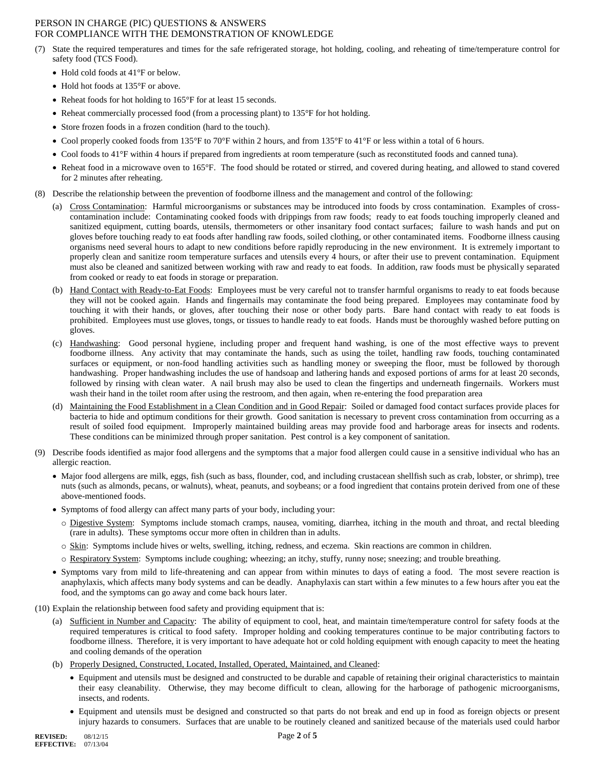(7) State the required temperatures and times for the safe refrigerated storage, hot holding, cooling, and reheating of time/temperature control for safety food (TCS Food).

- Hold cold foods at 41°F or below.
- Hold hot foods at 135°F or above.
- Reheat foods for hot holding to 165°F for at least 15 seconds.
- Reheat commercially processed food (from a processing plant) to 135°F for hot holding.
- Store frozen foods in a frozen condition (hard to the touch).
- Cool properly cooked foods from 135°F to 70°F within 2 hours, and from 135°F to 41°F or less within a total of 6 hours.
- Cool foods to 41°F within 4 hours if prepared from ingredients at room temperature (such as reconstituted foods and canned tuna).
- Reheat food in a microwave oven to 165°F. The food should be rotated or stirred, and covered during heating, and allowed to stand covered for 2 minutes after reheating.

(8) Describe the relationship between the prevention of foodborne illness and the management and control of the following:

(a) Cross Contamination: Harmful microorganisms or substances may be introduced into foods by cross contamination. Examples of cross-contamination include: Contaminating cooked foods with drippings from raw foods; ready to eat foods touching improperly cleaned and sanitized equipment, cutting boards, utensils, thermometers or other insanitary food contact surfaces; failure to wash hands and put on gloves before touching ready to eat foods after handling raw foods, soiled clothing, or other contaminated items. Foodborne illness causing organisms need several hours to adapt to new conditions before rapidly reproducing in the new environment. It is extremely important to properly clean and sanitize room temperature surfaces and utensils every 4 hours, or after their use to prevent contamination. Equipment must also be cleaned and sanitized between working with raw and ready to eat foods. In addition, raw foods must be physically separated from cooked or ready to eat foods in storage or preparation.

(b) Hand Contact with Ready-to-Eat Foods: Employees must be very careful not to transfer harmful organisms to ready to eat foods because they will not be cooked again. Hands and fingernails may contaminate the food being prepared. Employees may contaminate food by touching it with their hands, or gloves, after touching their nose or other body parts. Bare hand contact with ready to eat foods is prohibited. Employees must use gloves, tongs, or tissues to handle ready to eat foods. Hands must be thoroughly washed before putting on gloves.

(c) Handwashing: Good personal hygiene, including proper and frequent hand washing, is one of the most effective ways to prevent foodborne illness. Any activity that may contaminate the hands, such as using the toilet, handling raw foods, touching contaminated surfaces or equipment, or non-food handling activities such as handling money or sweeping the floor, must be followed by thorough handwashing. Proper handwashing includes the use of handsoap and lathering hands and exposed portions of arms for at least 20 seconds, followed by rinsing with clean water. A nail brush may also be used to clean the fingertips and underneath fingernails. Workers must wash their hand in the toilet room after using the restroom, and then again, when re-entering the food preparation area

(d) Maintaining the Food Establishment in a Clean Condition and in Good Repair: Soiled or damaged food contact surfaces provide places for bacteria to hide and optimum conditions for their growth. Good sanitation is necessary to prevent cross contamination from occurring as a result of soiled food equipment. Improperly maintained building areas may provide food and harborage areas for insects and rodents. These conditions can be minimized through proper sanitation. Pest control is a key component of sanitation.

(9) Describe foods identified as major food allergens and the symptoms that a major food allergen could cause in a sensitive individual who has an allergic reaction.

- Major food allergens are milk, eggs, fish (such as bass, flounder, cod, and including crustacean shellfish such as crab, lobster, or shrimp), tree nuts (such as almonds, pecans, or walnuts), wheat, peanuts, and soybeans; or a food ingredient that contains protein derived from one of these above-mentioned foods.
- Symptoms of food allergy can affect many parts of your body, including your:
  - Digestive System: Symptoms include stomach cramps, nausea, vomiting, diarrhea, itching in the mouth and throat, and rectal bleeding (rare in adults). These symptoms occur more often in children than in adults.
  - Skin: Symptoms include hives or welts, swelling, itching, redness, and eczema. Skin reactions are common in children.
  - Respiratory System: Symptoms include coughing; wheezing; an itchy, stuffy, runny nose; sneezing; and trouble breathing.
- Symptoms vary from mild to life-threatening and can appear from within minutes to days of eating a food. The most severe reaction is anaphylaxis, which affects many body systems and can be deadly. Anaphylaxis can start within a few minutes to a few hours after you eat the food, and the symptoms can go away and come back hours later.

(10) Explain the relationship between food safety and providing equipment that is:

(a) Sufficient in Number and Capacity: The ability of equipment to cool, heat, and maintain time/temperature control for safety foods at the required temperatures is critical to food safety. Improper holding and cooking temperatures continue to be major contributing factors to foodborne illness. Therefore, it is very important to have adequate hot or cold holding equipment with enough capacity to meet the heating and cooling demands of the operation

(b) Properly Designed, Constructed, Located, Installed, Operated, Maintained, and Cleaned:

- Equipment and utensils must be designed and constructed to be durable and capable of retaining their original characteristics to maintain their easy cleanability. Otherwise, they may become difficult to clean, allowing for the harborage of pathogenic microorganisms, insects, and rodents.
- Equipment and utensils must be designed and constructed so that parts do not break and end up in food as foreign objects or present injury hazards to consumers. Surfaces that are unable to be routinely cleaned and sanitized because of the materials used could harbor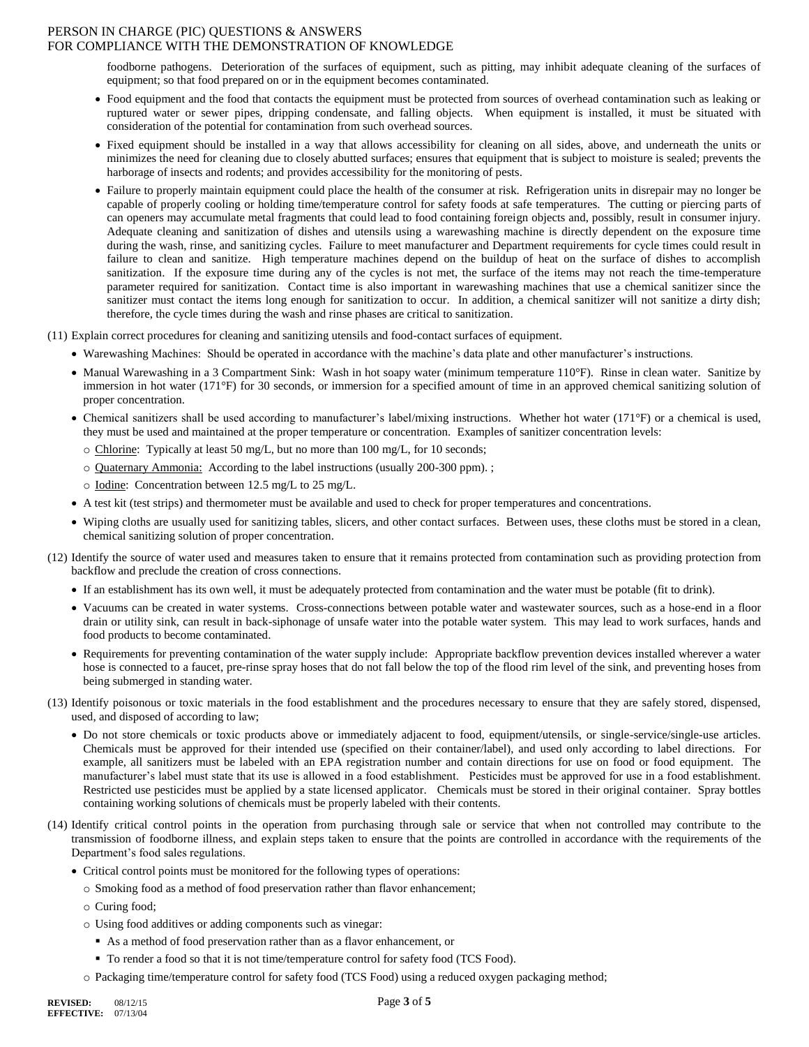foodborne pathogens. Deterioration of the surfaces of equipment, such as pitting, may inhibit adequate cleaning of the surfaces of equipment; so that food prepared on or in the equipment becomes contaminated.

- Food equipment and the food that contacts the equipment must be protected from sources of overhead contamination such as leaking or ruptured water or sewer pipes, dripping condensate, and falling objects. When equipment is installed, it must be situated with consideration of the potential for contamination from such overhead sources.
- Fixed equipment should be installed in a way that allows accessibility for cleaning on all sides, above, and underneath the units or minimizes the need for cleaning due to closely abutted surfaces; ensures that equipment that is subject to moisture is sealed; prevents the harborage of insects and rodents; and provides accessibility for the monitoring of pests.
- Failure to properly maintain equipment could place the health of the consumer at risk. Refrigeration units in disrepair may no longer be capable of properly cooling or holding time/temperature control for safety foods at safe temperatures. The cutting or piercing parts of can openers may accumulate metal fragments that could lead to food containing foreign objects and, possibly, result in consumer injury. Adequate cleaning and sanitization of dishes and utensils using a warewashing machine is directly dependent on the exposure time during the wash, rinse, and sanitizing cycles. Failure to meet manufacturer and Department requirements for cycle times could result in failure to clean and sanitize. High temperature machines depend on the buildup of heat on the surface of dishes to accomplish sanitization. If the exposure time during any of the cycles is not met, the surface of the items may not reach the time-temperature parameter required for sanitization. Contact time is also important in warewashing machines that use a chemical sanitizer since the sanitizer must contact the items long enough for sanitization to occur. In addition, a chemical sanitizer will not sanitize a dirty dish; therefore, the cycle times during the wash and rinse phases are critical to sanitization.

(11) Explain correct procedures for cleaning and sanitizing utensils and food-contact surfaces of equipment.

- Warewashing Machines: Should be operated in accordance with the machine's data plate and other manufacturer's instructions.
- Manual Warewashing in a 3 Compartment Sink: Wash in hot soapy water (minimum temperature 110°F). Rinse in clean water. Sanitize by immersion in hot water (171°F) for 30 seconds, or immersion for a specified amount of time in an approved chemical sanitizing solution of proper concentration.
- Chemical sanitizers shall be used according to manufacturer's label/mixing instructions. Whether hot water (171°F) or a chemical is used, they must be used and maintained at the proper temperature or concentration. Examples of sanitizer concentration levels:
  - Chlorine: Typically at least 50 mg/L, but no more than 100 mg/L, for 10 seconds;
  - Quaternary Ammonia: According to the label instructions (usually 200-300 ppm). ;
  - Iodine: Concentration between 12.5 mg/L to 25 mg/L.
- A test kit (test strips) and thermometer must be available and used to check for proper temperatures and concentrations.
- Wiping cloths are usually used for sanitizing tables, slicers, and other contact surfaces. Between uses, these cloths must be stored in a clean, chemical sanitizing solution of proper concentration.

(12) Identify the source of water used and measures taken to ensure that it remains protected from contamination such as providing protection from backflow and preclude the creation of cross connections.

- If an establishment has its own well, it must be adequately protected from contamination and the water must be potable (fit to drink).
- Vacuums can be created in water systems. Cross-connections between potable water and wastewater sources, such as a hose-end in a floor drain or utility sink, can result in back-siphonage of unsafe water into the potable water system. This may lead to work surfaces, hands and food products to become contaminated.
- Requirements for preventing contamination of the water supply include: Appropriate backflow prevention devices installed wherever a water hose is connected to a faucet, pre-rinse spray hoses that do not fall below the top of the flood rim level of the sink, and preventing hoses from being submerged in standing water.

(13) Identify poisonous or toxic materials in the food establishment and the procedures necessary to ensure that they are safely stored, dispensed, used, and disposed of according to law;

- Do not store chemicals or toxic products above or immediately adjacent to food, equipment/utensils, or single-service/single-use articles. Chemicals must be approved for their intended use (specified on their container/label), and used only according to label directions. For example, all sanitizers must be labeled with an EPA registration number and contain directions for use on food or food equipment. The manufacturer's label must state that its use is allowed in a food establishment. Pesticides must be approved for use in a food establishment. Restricted use pesticides must be applied by a state licensed applicator. Chemicals must be stored in their original container. Spray bottles containing working solutions of chemicals must be properly labeled with their contents.

(14) Identify critical control points in the operation from purchasing through sale or service that when not controlled may contribute to the transmission of foodborne illness, and explain steps taken to ensure that the points are controlled in accordance with the requirements of the Department's food sales regulations.

- Critical control points must be monitored for the following types of operations:
  - Smoking food as a method of food preservation rather than flavor enhancement;
  - Curing food;
  - Using food additives or adding components such as vinegar:
    - As a method of food preservation rather than as a flavor enhancement, or
    - To render a food so that it is not time/temperature control for safety food (TCS Food).
  - Packaging time/temperature control for safety food (TCS Food) using a reduced oxygen packaging method;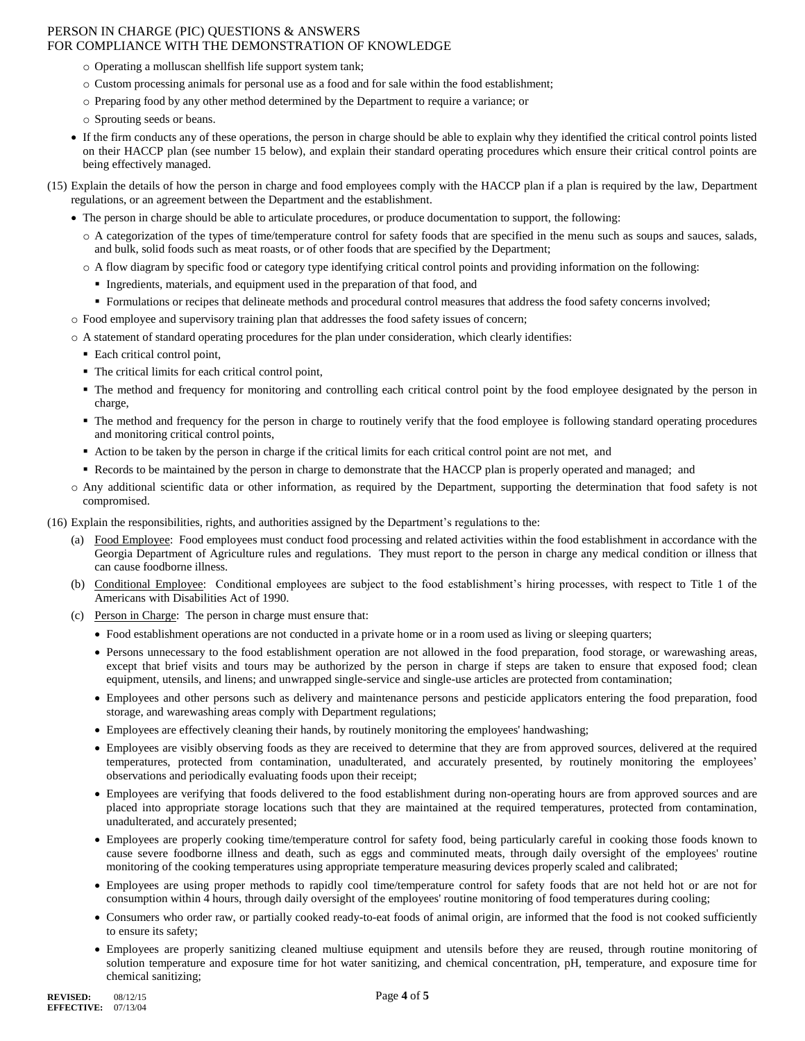- Operating a molluscan shellfish life support system tank;
  - Custom processing animals for personal use as a food and for sale within the food establishment;
  - Preparing food by any other method determined by the Department to require a variance; or
  - Sprouting seeds or beans.
- If the firm conducts any of these operations, the person in charge should be able to explain why they identified the critical control points listed on their HACCP plan (see number 15 below), and explain their standard operating procedures which ensure their critical control points are being effectively managed.

(15) Explain the details of how the person in charge and food employees comply with the HACCP plan if a plan is required by the law, Department regulations, or an agreement between the Department and the establishment.

- The person in charge should be able to articulate procedures, or produce documentation to support, the following:
  - A categorization of the types of time/temperature control for safety foods that are specified in the menu such as soups and sauces, salads, and bulk, solid foods such as meat roasts, or of other foods that are specified by the Department;
  - A flow diagram by specific food or category type identifying critical control points and providing information on the following:
    - Ingredients, materials, and equipment used in the preparation of that food, and
    - Formulations or recipes that delineate methods and procedural control measures that address the food safety concerns involved;
  - Food employee and supervisory training plan that addresses the food safety issues of concern;
  - A statement of standard operating procedures for the plan under consideration, which clearly identifies:
    - Each critical control point,
    - The critical limits for each critical control point,
    - The method and frequency for monitoring and controlling each critical control point by the food employee designated by the person in charge,
    - The method and frequency for the person in charge to routinely verify that the food employee is following standard operating procedures and monitoring critical control points,
    - Action to be taken by the person in charge if the critical limits for each critical control point are not met, and
    - Records to be maintained by the person in charge to demonstrate that the HACCP plan is properly operated and managed; and
  - Any additional scientific data or other information, as required by the Department, supporting the determination that food safety is not compromised.

(16) Explain the responsibilities, rights, and authorities assigned by the Department's regulations to the:

(a) Food Employee: Food employees must conduct food processing and related activities within the food establishment in accordance with the Georgia Department of Agriculture rules and regulations. They must report to the person in charge any medical condition or illness that can cause foodborne illness.

(b) Conditional Employee: Conditional employees are subject to the food establishment's hiring processes, with respect to Title 1 of the Americans with Disabilities Act of 1990.

(c) Person in Charge: The person in charge must ensure that:

- Food establishment operations are not conducted in a private home or in a room used as living or sleeping quarters;
- Persons unnecessary to the food establishment operation are not allowed in the food preparation, food storage, or warewashing areas, except that brief visits and tours may be authorized by the person in charge if steps are taken to ensure that exposed food; clean equipment, utensils, and linens; and unwrapped single-service and single-use articles are protected from contamination;
- Employees and other persons such as delivery and maintenance persons and pesticide applicators entering the food preparation, food storage, and warewashing areas comply with Department regulations;
- Employees are effectively cleaning their hands, by routinely monitoring the employees' handwashing;
- Employees are visibly observing foods as they are received to determine that they are from approved sources, delivered at the required temperatures, protected from contamination, unadulterated, and accurately presented, by routinely monitoring the employees' observations and periodically evaluating foods upon their receipt;
- Employees are verifying that foods delivered to the food establishment during non-operating hours are from approved sources and are placed into appropriate storage locations such that they are maintained at the required temperatures, protected from contamination, unadulterated, and accurately presented;
- Employees are properly cooking time/temperature control for safety food, being particularly careful in cooking those foods known to cause severe foodborne illness and death, such as eggs and comminuted meats, through daily oversight of the employees' routine monitoring of the cooking temperatures using appropriate temperature measuring devices properly scaled and calibrated;
- Employees are using proper methods to rapidly cool time/temperature control for safety foods that are not held hot or are not for consumption within 4 hours, through daily oversight of the employees' routine monitoring of food temperatures during cooling;
- Consumers who order raw, or partially cooked ready-to-eat foods of animal origin, are informed that the food is not cooked sufficiently to ensure its safety;
- Employees are properly sanitizing cleaned multiuse equipment and utensils before they are reused, through routine monitoring of solution temperature and exposure time for hot water sanitizing, and chemical concentration, pH, temperature, and exposure time for chemical sanitizing;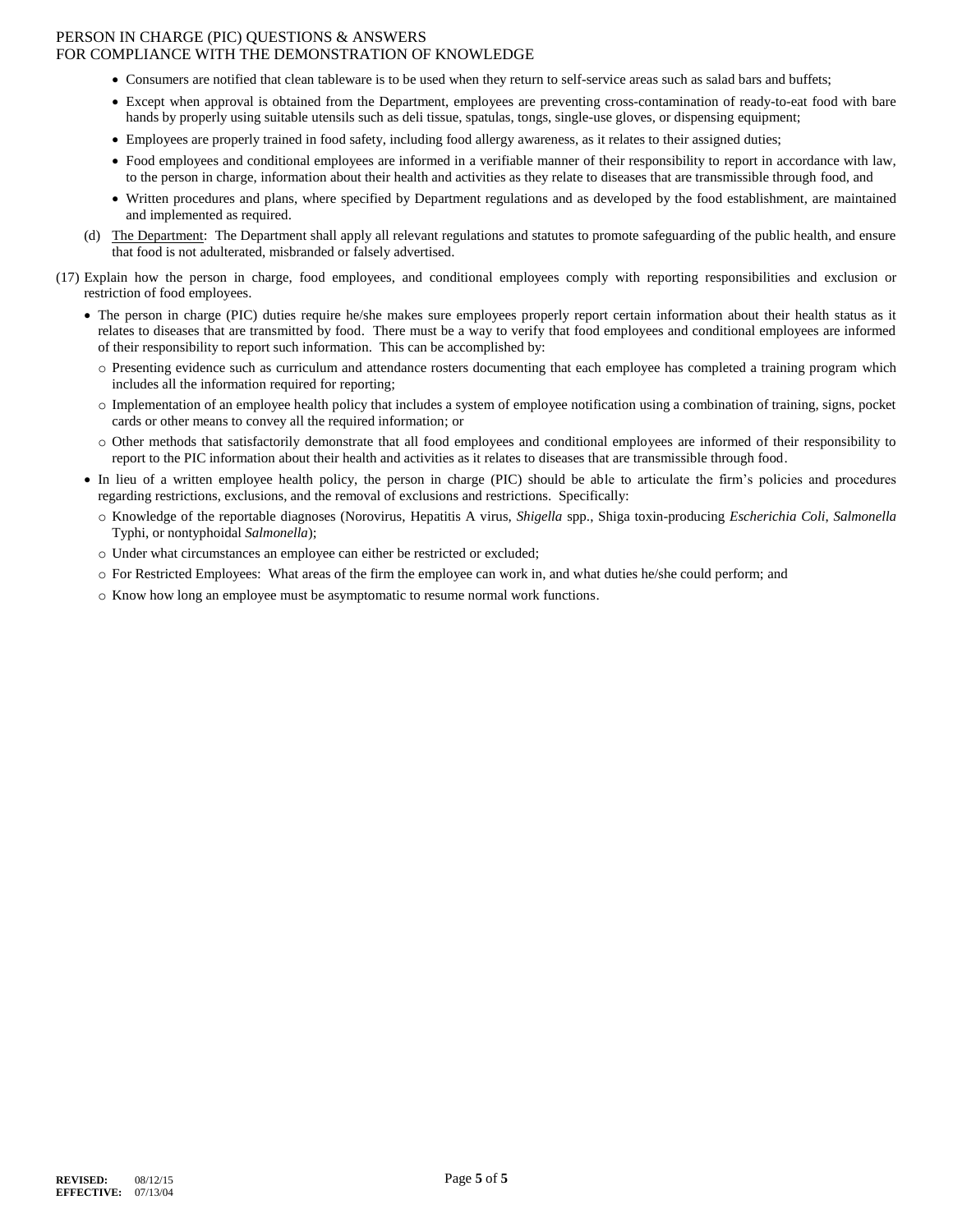- Consumers are notified that clean tableware is to be used when they return to self-service areas such as salad bars and buffets;
- Except when approval is obtained from the Department, employees are preventing cross-contamination of ready-to-eat food with bare hands by properly using suitable utensils such as deli tissue, spatulas, tongs, single-use gloves, or dispensing equipment;
- Employees are properly trained in food safety, including food allergy awareness, as it relates to their assigned duties;
- Food employees and conditional employees are informed in a verifiable manner of their responsibility to report in accordance with law, to the person in charge, information about their health and activities as they relate to diseases that are transmissible through food, and
- Written procedures and plans, where specified by Department regulations and as developed by the food establishment, are maintained and implemented as required.

(d) The Department: The Department shall apply all relevant regulations and statutes to promote safeguarding of the public health, and ensure that food is not adulterated, misbranded or falsely advertised.

(17) Explain how the person in charge, food employees, and conditional employees comply with reporting responsibilities and exclusion or restriction of food employees.

- The person in charge (PIC) duties require he/she makes sure employees properly report certain information about their health status as it relates to diseases that are transmitted by food. There must be a way to verify that food employees and conditional employees are informed of their responsibility to report such information. This can be accomplished by:
  - Presenting evidence such as curriculum and attendance rosters documenting that each employee has completed a training program which includes all the information required for reporting;
  - Implementation of an employee health policy that includes a system of employee notification using a combination of training, signs, pocket cards or other means to convey all the required information; or
  - Other methods that satisfactorily demonstrate that all food employees and conditional employees are informed of their responsibility to report to the PIC information about their health and activities as it relates to diseases that are transmissible through food.
- In lieu of a written employee health policy, the person in charge (PIC) should be able to articulate the firm's policies and procedures regarding restrictions, exclusions, and the removal of exclusions and restrictions. Specifically:
  - Knowledge of the reportable diagnoses (Norovirus, Hepatitis A virus, *Shigella* spp., Shiga toxin-producing *Escherichia Coli*, *Salmonella* Typhi, or nontyphoidal *Salmonella*);
  - Under what circumstances an employee can either be restricted or excluded;
  - For Restricted Employees: What areas of the firm the employee can work in, and what duties he/she could perform; and
  - Know how long an employee must be asymptomatic to resume normal work functions.

**REVISED:** 08/12/15
**EFFECTIVE:** 07/13/04